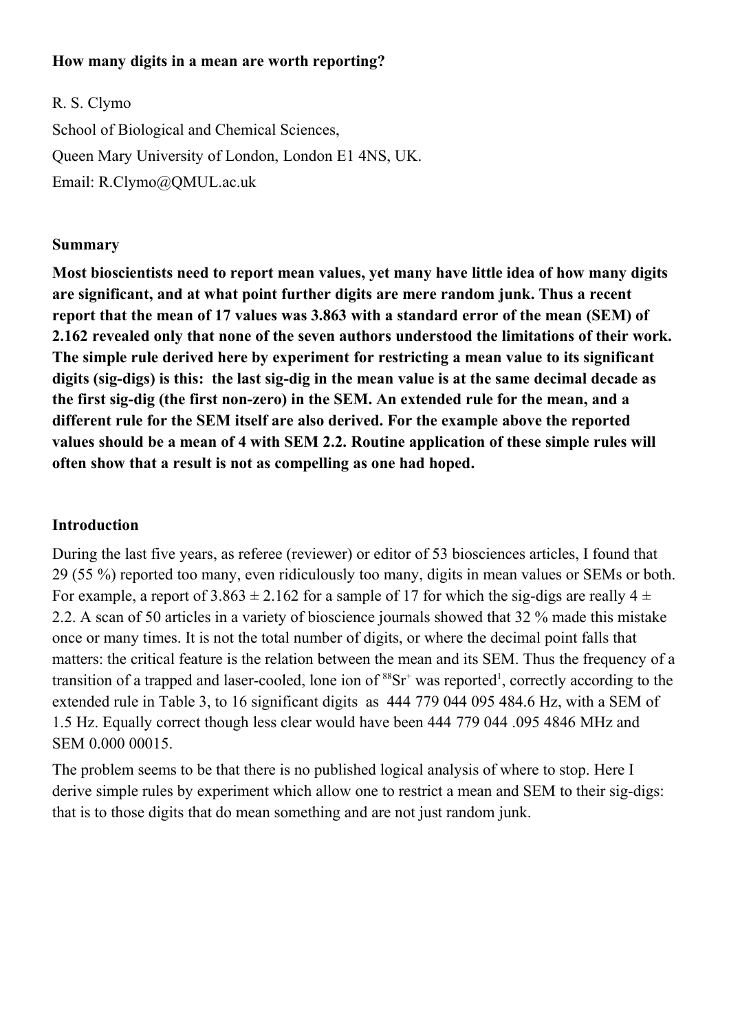**How many digits in a mean are worth reporting?**

R. S. Clymo

School of Biological and Chemical Sciences,

Queen Mary University of London, London E1 4NS, UK.

Email: R.Clymo@QMUL.ac.uk

**Summary**

**Most bioscientists need to report mean values, yet many have little idea of how many digits are significant, and at what point further digits are mere random junk. Thus a recent report that the mean of 17 values was 3.863 with a standard error of the mean (SEM) of 2.162 revealed only that none of the seven authors understood the limitations of their work. The simple rule derived here by experiment for restricting a mean value to its significant digits (sig-digs) is this: the last sig-dig in the mean value is at the same decimal decade as the first sig-dig (the first non-zero) in the SEM. An extended rule for the mean, and a different rule for the SEM itself are also derived. For the example above the reported values should be a mean of 4 with SEM 2.2. Routine application of these simple rules will often show that a result is not as compelling as one had hoped.**

**Introduction**

During the last five years, as referee (reviewer) or editor of 53 biosciences articles, I found that 29 (55 %) reported too many, even ridiculously too many, digits in mean values or SEMs or both. For example, a report of $3.863 \pm 2.162$ for a sample of 17 for which the sig-digs are really $4 \pm 2.2$. A scan of 50 articles in a variety of bioscience journals showed that 32 % made this mistake once or many times. It is not the total number of digits, or where the decimal point falls that matters: the critical feature is the relation between the mean and its SEM. Thus the frequency of a transition of a trapped and laser-cooled, lone ion of $^{88}Sr^{+}$ was reported[1], correctly according to the extended rule in Table 3, to 16 significant digits as 444 779 044 095 484.6 Hz, with a SEM of 1.5 Hz. Equally correct though less clear would have been 444 779 044 .095 4846 MHz and SEM 0.000 00015.

The problem seems to be that there is no published logical analysis of where to stop. Here I derive simple rules by experiment which allow one to restrict a mean and SEM to their sig-digs: that is to those digits that do mean something and are not just random junk.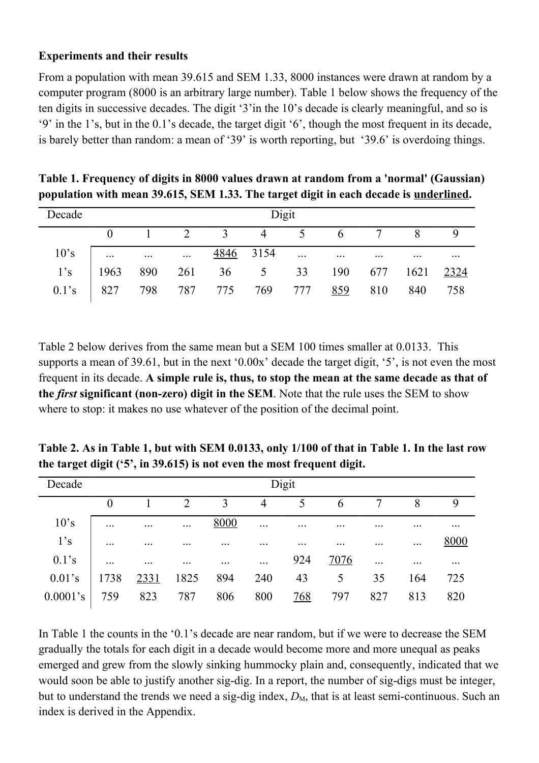**Experiments and their results**

From a population with mean 39.615 and SEM 1.33, 8000 instances were drawn at random by a computer program (8000 is an arbitrary large number). Table 1 below shows the frequency of the ten digits in successive decades. The digit '3'in the 10's decade is clearly meaningful, and so is '9' in the 1's, but in the 0.1's decade, the target digit '6', though the most frequent in its decade, is barely better than random: a mean of '39' is worth reporting, but '39.6' is overdoing things.

**Table 1. Frequency of digits in 8000 values drawn at random from a 'normal' (Gaussian) population with mean 39.615, SEM 1.33. The target digit in each decade is underlined.**

| Decade | Digit | | | | | | | | | |
|---|---|---|---|---|---|---|---|---|---|---|
| | 0 | 1 | 2 | 3 | 4 | 5 | 6 | 7 | 8 | 9 |
| 10's | ... | ... | ... | <u>4846</u> | 3154 | ... | ... | ... | ... | ... |
| 1's | 1963 | 890 | 261 | 36 | 5 | 33 | 190 | 677 | 1621 | <u>2324</u> |
| 0.1's | 827 | 798 | 787 | 775 | 769 | 777 | <u>859</u> | 810 | 840 | 758 |

Table 2 below derives from the same mean but a SEM 100 times smaller at 0.0133. This supports a mean of 39.61, but in the next '0.00x' decade the target digit, '5', is not even the most frequent in its decade. **A simple rule is, thus, to stop the mean at the same decade as that of the *first* significant (non-zero) digit in the SEM**. Note that the rule uses the SEM to show where to stop: it makes no use whatever of the position of the decimal point.

**Table 2. As in Table 1, but with SEM 0.0133, only 1/100 of that in Table 1. In the last row the target digit ('5', in 39.615) is not even the most frequent digit.**

| Decade | Digit | | | | | | | | | |
|---|---|---|---|---|---|---|---|---|---|---|
| | 0 | 1 | 2 | 3 | 4 | 5 | 6 | 7 | 8 | 9 |
| 10's | ... | ... | ... | <u>8000</u> | ... | ... | ... | ... | ... | ... |
| 1's | ... | ... | ... | ... | ... | ... | ... | ... | ... | <u>8000</u> |
| 0.1's | ... | ... | ... | ... | ... | 924 | <u>7076</u> | ... | ... | ... |
| 0.01's | 1738 | <u>2331</u> | 1825 | 894 | 240 | 43 | 5 | 35 | 164 | 725 |
| 0.0001's | 759 | 823 | 787 | 806 | 800 | <u>768</u> | 797 | 827 | 813 | 820 |

In Table 1 the counts in the '0.1's decade are near random, but if we were to decrease the SEM gradually the totals for each digit in a decade would become more and more unequal as peaks emerged and grew from the slowly sinking hummocky plain and, consequently, indicated that we would soon be able to justify another sig-dig. In a report, the number of sig-digs must be integer, but to understand the trends we need a sig-dig index, $D_M$, that is at least semi-continuous. Such an index is derived in the Appendix.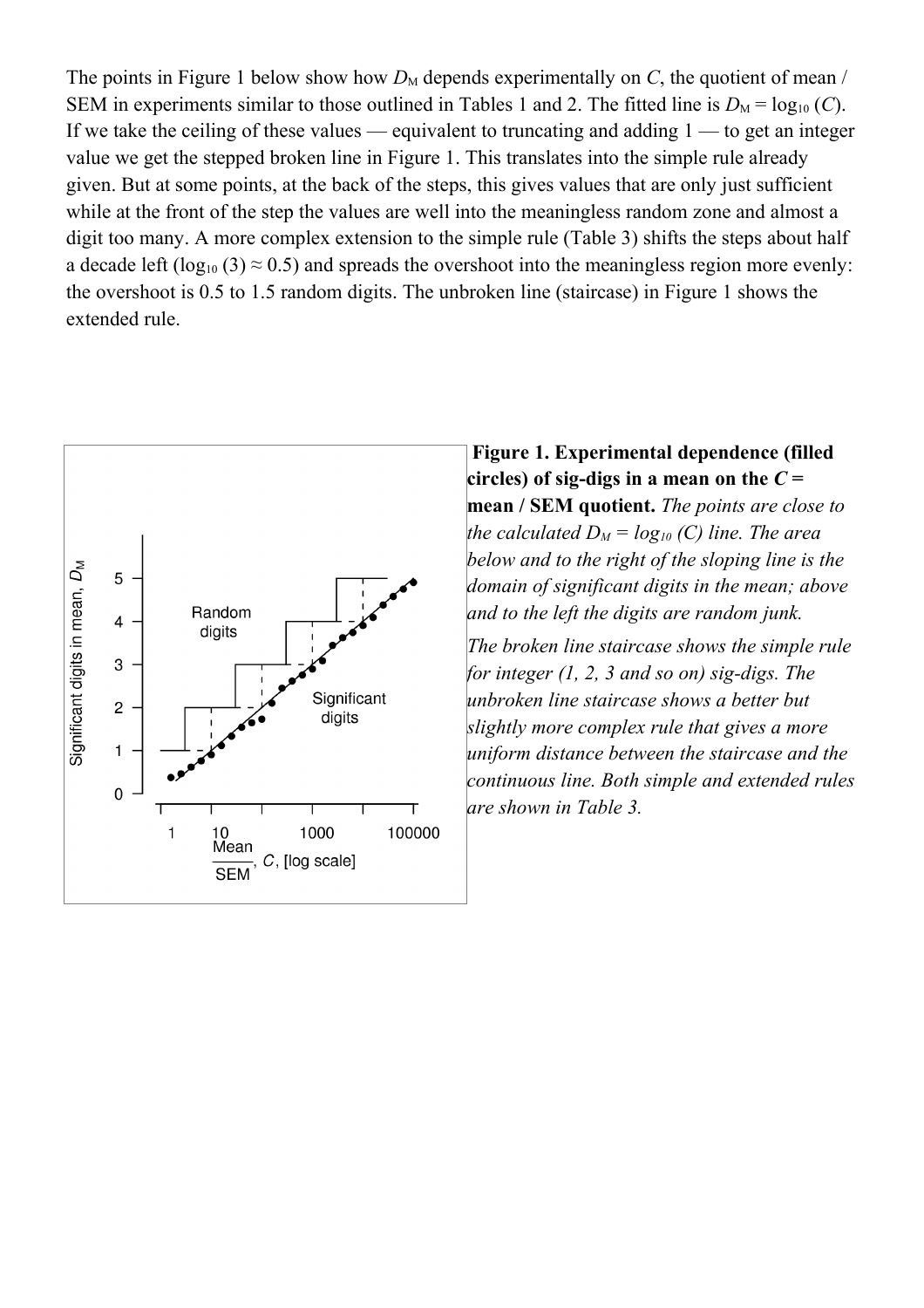The points in Figure 1 below show how $D_M$ depends experimentally on $C$, the quotient of mean / SEM in experiments similar to those outlined in Tables 1 and 2. The fitted line is $D_M = \log_{10}(C)$. If we take the ceiling of these values — equivalent to truncating and adding 1 — to get an integer value we get the stepped broken line in Figure 1. This translates into the simple rule already given. But at some points, at the back of the steps, this gives values that are only just sufficient while at the front of the step the values are well into the meaningless random zone and almost a digit too many. A more complex extension to the simple rule (Table 3) shifts the steps about half a decade left ($\log_{10}(3) \approx 0.5$) and spreads the overshoot into the meaningless region more evenly: the overshoot is 0.5 to 1.5 random digits. The unbroken line (staircase) in Figure 1 shows the extended rule.

**Figure 1. Experimental dependence (filled circles) of sig-digs in a mean on the $C$ = mean / SEM quotient.** *The points are close to the calculated $D_M = \log_{10}(C)$ line. The area below and to the right of the sloping line is the domain of significant digits in the mean; above and to the left the digits are random junk.*

*The broken line staircase shows the simple rule for integer (1, 2, 3 and so on) sig-digs. The unbroken line staircase shows a better but slightly more complex rule that gives a more uniform distance between the staircase and the continuous line. Both simple and extended rules are shown in Table 3.*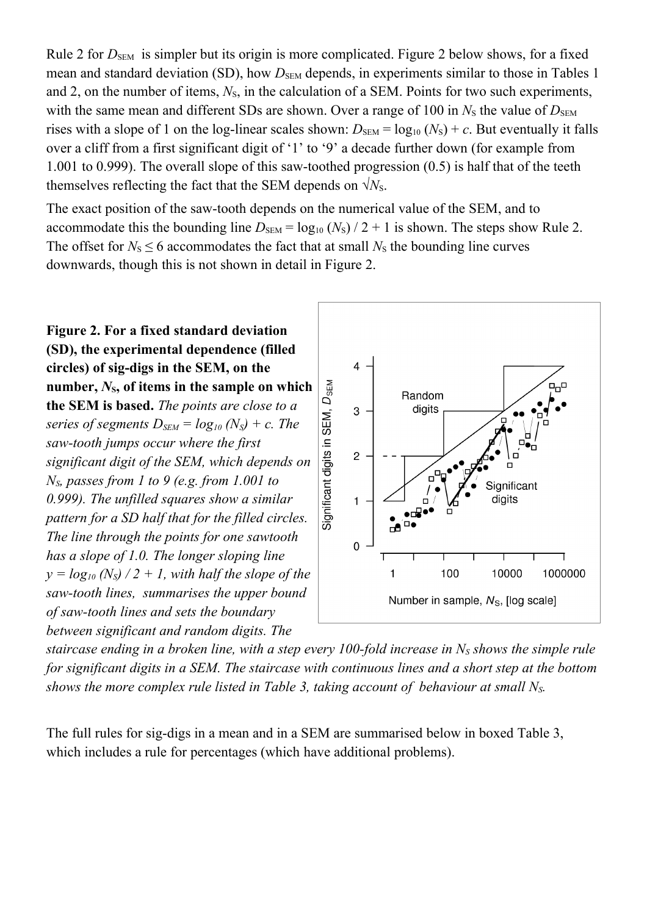Rule 2 for $D_{SEM}$ is simpler but its origin is more complicated. Figure 2 below shows, for a fixed mean and standard deviation (SD), how $D_{SEM}$ depends, in experiments similar to those in Tables 1 and 2, on the number of items, $N_S$, in the calculation of a SEM. Points for two such experiments, with the same mean and different SDs are shown. Over a range of 100 in $N_S$ the value of $D_{SEM}$ rises with a slope of 1 on the log-linear scales shown: $D_{SEM} = \log_{10}(N_S) + c$. But eventually it falls over a cliff from a first significant digit of '1' to '9' a decade further down (for example from 1.001 to 0.999). The overall slope of this saw-toothed progression (0.5) is half that of the teeth themselves reflecting the fact that the SEM depends on $\sqrt{N_S}$.

The exact position of the saw-tooth depends on the numerical value of the SEM, and to accommodate this the bounding line $D_{SEM} = \log_{10}(N_S) / 2 + 1$ is shown. The steps show Rule 2. The offset for $N_S \leq 6$ accommodates the fact that at small $N_S$ the bounding line curves downwards, though this is not shown in detail in Figure 2.

**Figure 2. For a fixed standard deviation (SD), the experimental dependence (filled circles) of sig-digs in the SEM, on the number, $N_S$, of items in the sample on which the SEM is based.** *The points are close to a series of segments $D_{SEM} = \log_{10}(N_S) + c$. The saw-tooth jumps occur where the first significant digit of the SEM, which depends on $N_S$, passes from 1 to 9 (e.g. from 1.001 to 0.999). The unfilled squares show a similar pattern for a SD half that for the filled circles. The line through the points for one sawtooth has a slope of 1.0. The longer sloping line $y = \log_{10}(N_S) / 2 + 1$, with half the slope of the saw-tooth lines, summarises the upper bound of saw-tooth lines and sets the boundary between significant and random digits. The staircase ending in a broken line, with a step every 100-fold increase in $N_S$ shows the simple rule for significant digits in a SEM. The staircase with continuous lines and a short step at the bottom shows the more complex rule listed in Table 3, taking account of behaviour at small $N_S$.*

The full rules for sig-digs in a mean and in a SEM are summarised below in boxed Table 3, which includes a rule for percentages (which have additional problems).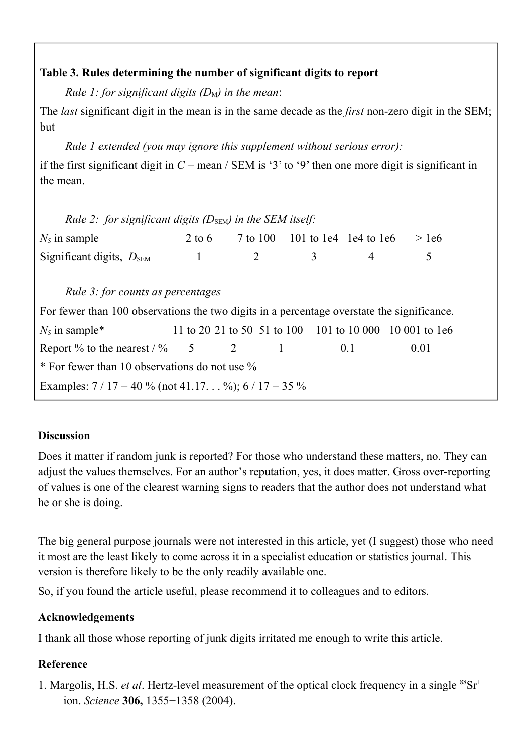**Table 3. Rules determining the number of significant digits to report**

*Rule 1: for significant digits ($D_M$) in the mean*:

The *last* significant digit in the mean is in the same decade as the *first* non-zero digit in the SEM; but

*Rule 1 extended (you may ignore this supplement without serious error):*

if the first significant digit in $C$ = mean / SEM is '3' to '9' then one more digit is significant in the mean.

*Rule 2: for significant digits ($D_{SEM}$) in the SEM itself:*

| $N_S$ in sample | 2 to 6 | 7 to 100 | 101 to 1e4 | 1e4 to 1e6 | > 1e6 |
|---|---|---|---|---|---|
| Significant digits, $D_{SEM}$ | 1 | 2 | 3 | 4 | 5 |

*Rule 3: for counts as percentages*

For fewer than 100 observations the two digits in a percentage overstate the significance.

| $N_S$ in sample* | 11 to 20 | 21 to 50 | 51 to 100 | 101 to 10 000 | 10 001 to 1e6 |
|---|---|---|---|---|---|
| Report % to the nearest / % | 5 | 2 | 1 | 0.1 | 0.01 |

\* For fewer than 10 observations do not use %

Examples: 7 / 17 = 40 % (not 41.17. . . %); 6 / 17 = 35 %

## Discussion

Does it matter if random junk is reported? For those who understand these matters, no. They can adjust the values themselves. For an author's reputation, yes, it does matter. Gross over-reporting of values is one of the clearest warning signs to readers that the author does not understand what he or she is doing.

The big general purpose journals were not interested in this article, yet (I suggest) those who need it most are the least likely to come across it in a specialist education or statistics journal. This version is therefore likely to be the only readily available one.

So, if you found the article useful, please recommend it to colleagues and to editors.

## Acknowledgements

I thank all those whose reporting of junk digits irritated me enough to write this article.

## Reference

1. Margolis, H.S. *et al*. Hertz-level measurement of the optical clock frequency in a single $^{88}Sr^{+}$ ion. *Science* **306,** 1355−1358 (2004).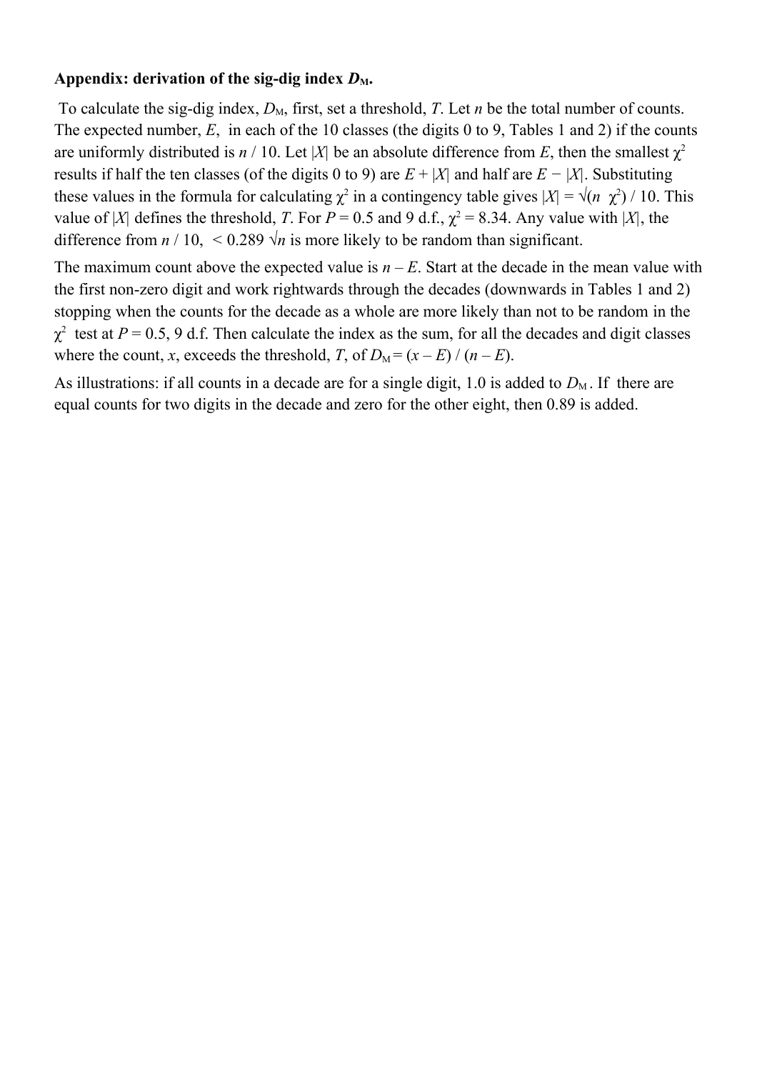**Appendix: derivation of the sig-dig index $D_M$.**

To calculate the sig-dig index, $D_M$, first, set a threshold, $T$. Let $n$ be the total number of counts. The expected number, $E$, in each of the 10 classes (the digits 0 to 9, Tables 1 and 2) if the counts are uniformly distributed is $n$ / 10. Let $|X|$ be an absolute difference from $E$, then the smallest $\chi^2$ results if half the ten classes (of the digits 0 to 9) are $E + |X|$ and half are $E - |X|$. Substituting these values in the formula for calculating $\chi^2$ in a contingency table gives $|X| = \sqrt{(n \ \chi^2)} / 10$. This value of $|X|$ defines the threshold, $T$. For $P = 0.5$ and 9 d.f., $\chi^2 = 8.34$. Any value with $|X|$, the difference from $n$ / 10, $< 0.289 \sqrt{n}$ is more likely to be random than significant.

The maximum count above the expected value is $n - E$. Start at the decade in the mean value with the first non-zero digit and work rightwards through the decades (downwards in Tables 1 and 2) stopping when the counts for the decade as a whole are more likely than not to be random in the $\chi^2$ test at $P = 0.5$, 9 d.f. Then calculate the index as the sum, for all the decades and digit classes where the count, $x$, exceeds the threshold, $T$, of $D_M = (x - E) / (n - E)$.

As illustrations: if all counts in a decade are for a single digit, 1.0 is added to $D_M$. If there are equal counts for two digits in the decade and zero for the other eight, then 0.89 is added.